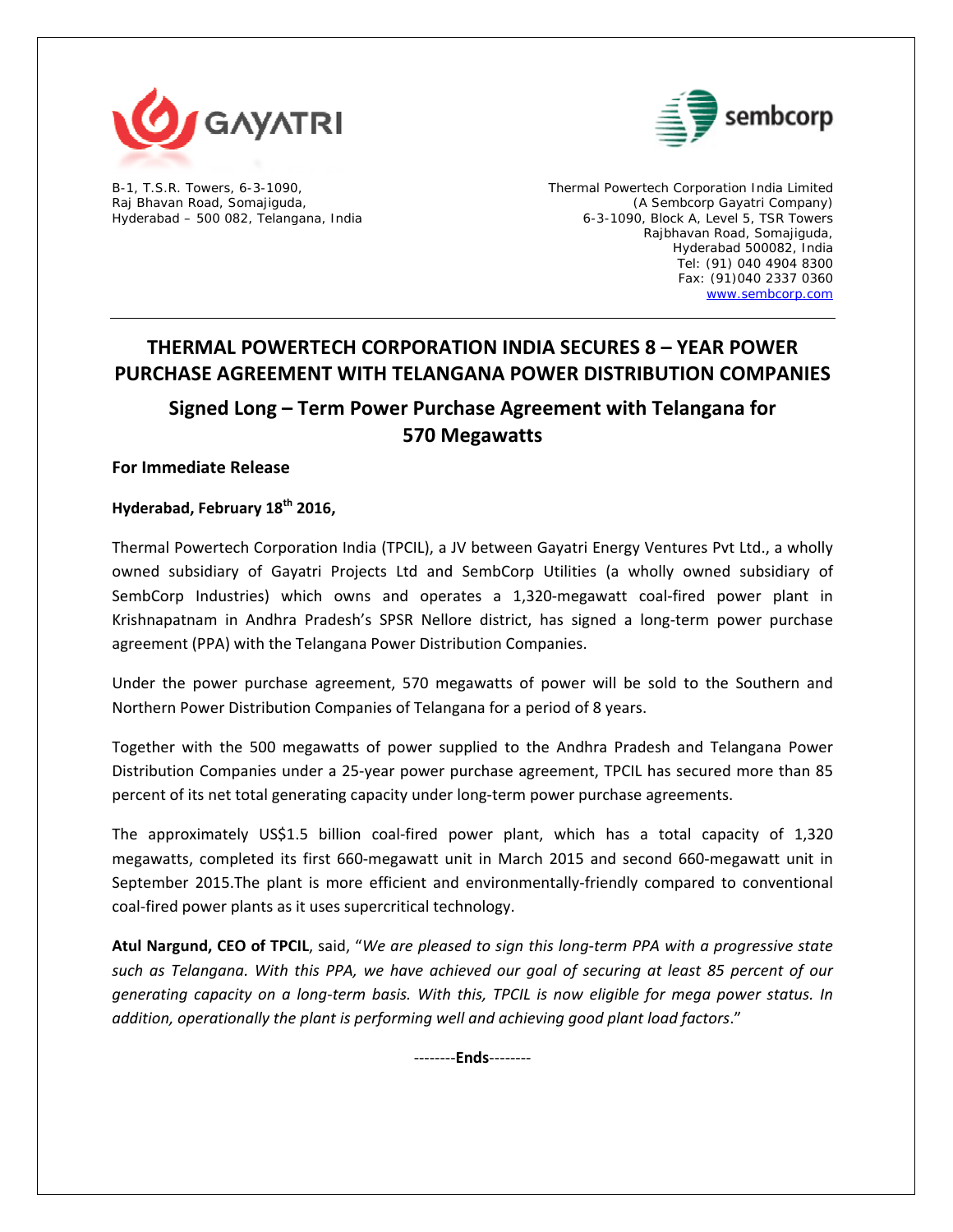B-1, T.S.R. Towers, 6-3-1090,
Raj Bhavan Road, Somajiguda,
Hyderabad – 500 082, Telangana, India

Thermal Powertech Corporation India Limited
(A Sembcorp Gayatri Company)
6-3-1090, Block A, Level 5, TSR Towers
Rajbhavan Road, Somajiguda,
Hyderabad 500082, India
Tel: (91) 040 4904 8300
Fax: (91)040 2337 0360
www.sembcorp.com

# THERMAL POWERTECH CORPORATION INDIA SECURES 8 – YEAR POWER PURCHASE AGREEMENT WITH TELANGANA POWER DISTRIBUTION COMPANIES

## Signed Long – Term Power Purchase Agreement with Telangana for 570 Megawatts

**For Immediate Release**

**Hyderabad, February 18th 2016,**

Thermal Powertech Corporation India (TPCIL), a JV between Gayatri Energy Ventures Pvt Ltd., a wholly owned subsidiary of Gayatri Projects Ltd and SembCorp Utilities (a wholly owned subsidiary of SembCorp Industries) which owns and operates a 1,320-megawatt coal-fired power plant in Krishnapatnam in Andhra Pradesh's SPSR Nellore district, has signed a long-term power purchase agreement (PPA) with the Telangana Power Distribution Companies.

Under the power purchase agreement, 570 megawatts of power will be sold to the Southern and Northern Power Distribution Companies of Telangana for a period of 8 years.

Together with the 500 megawatts of power supplied to the Andhra Pradesh and Telangana Power Distribution Companies under a 25-year power purchase agreement, TPCIL has secured more than 85 percent of its net total generating capacity under long-term power purchase agreements.

The approximately US$1.5 billion coal-fired power plant, which has a total capacity of 1,320 megawatts, completed its first 660-megawatt unit in March 2015 and second 660-megawatt unit in September 2015.The plant is more efficient and environmentally-friendly compared to conventional coal-fired power plants as it uses supercritical technology.

**Atul Nargund, CEO of TPCIL**, said, "*We are pleased to sign this long-term PPA with a progressive state such as Telangana. With this PPA, we have achieved our goal of securing at least 85 percent of our generating capacity on a long-term basis. With this, TPCIL is now eligible for mega power status. In addition, operationally the plant is performing well and achieving good plant load factors*."

--------**Ends**--------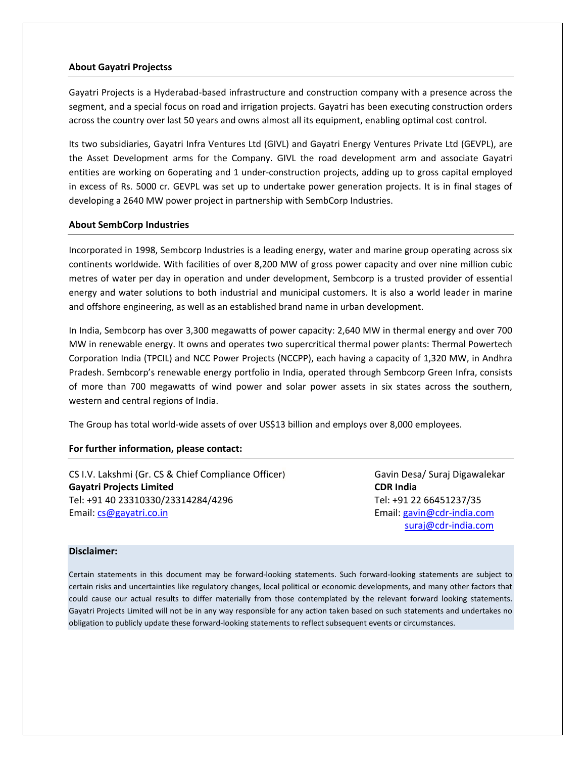**About Gayatri Projectss**

Gayatri Projects is a Hyderabad-based infrastructure and construction company with a presence across the segment, and a special focus on road and irrigation projects. Gayatri has been executing construction orders across the country over last 50 years and owns almost all its equipment, enabling optimal cost control.

Its two subsidiaries, Gayatri Infra Ventures Ltd (GIVL) and Gayatri Energy Ventures Private Ltd (GEVPL), are the Asset Development arms for the Company. GIVL the road development arm and associate Gayatri entities are working on 6operating and 1 under-construction projects, adding up to gross capital employed in excess of Rs. 5000 cr. GEVPL was set up to undertake power generation projects. It is in final stages of developing a 2640 MW power project in partnership with SembCorp Industries.

**About SembCorp Industries**

Incorporated in 1998, Sembcorp Industries is a leading energy, water and marine group operating across six continents worldwide. With facilities of over 8,200 MW of gross power capacity and over nine million cubic metres of water per day in operation and under development, Sembcorp is a trusted provider of essential energy and water solutions to both industrial and municipal customers. It is also a world leader in marine and offshore engineering, as well as an established brand name in urban development.

In India, Sembcorp has over 3,300 megawatts of power capacity: 2,640 MW in thermal energy and over 700 MW in renewable energy. It owns and operates two supercritical thermal power plants: Thermal Powertech Corporation India (TPCIL) and NCC Power Projects (NCCPP), each having a capacity of 1,320 MW, in Andhra Pradesh. Sembcorp's renewable energy portfolio in India, operated through Sembcorp Green Infra, consists of more than 700 megawatts of wind power and solar power assets in six states across the southern, western and central regions of India.

The Group has total world-wide assets of over US$13 billion and employs over 8,000 employees.

**For further information, please contact:**

CS I.V. Lakshmi (Gr. CS & Chief Compliance Officer)
**Gayatri Projects Limited**
Tel: +91 40 23310330/23314284/4296
Email: cs@gayatri.co.in

Gavin Desa/ Suraj Digawalekar
**CDR India**
Tel: +91 22 66451237/35
Email: gavin@cdr-india.com
suraj@cdr-india.com

**Disclaimer:**

Certain statements in this document may be forward-looking statements. Such forward-looking statements are subject to certain risks and uncertainties like regulatory changes, local political or economic developments, and many other factors that could cause our actual results to differ materially from those contemplated by the relevant forward looking statements. Gayatri Projects Limited will not be in any way responsible for any action taken based on such statements and undertakes no obligation to publicly update these forward-looking statements to reflect subsequent events or circumstances.